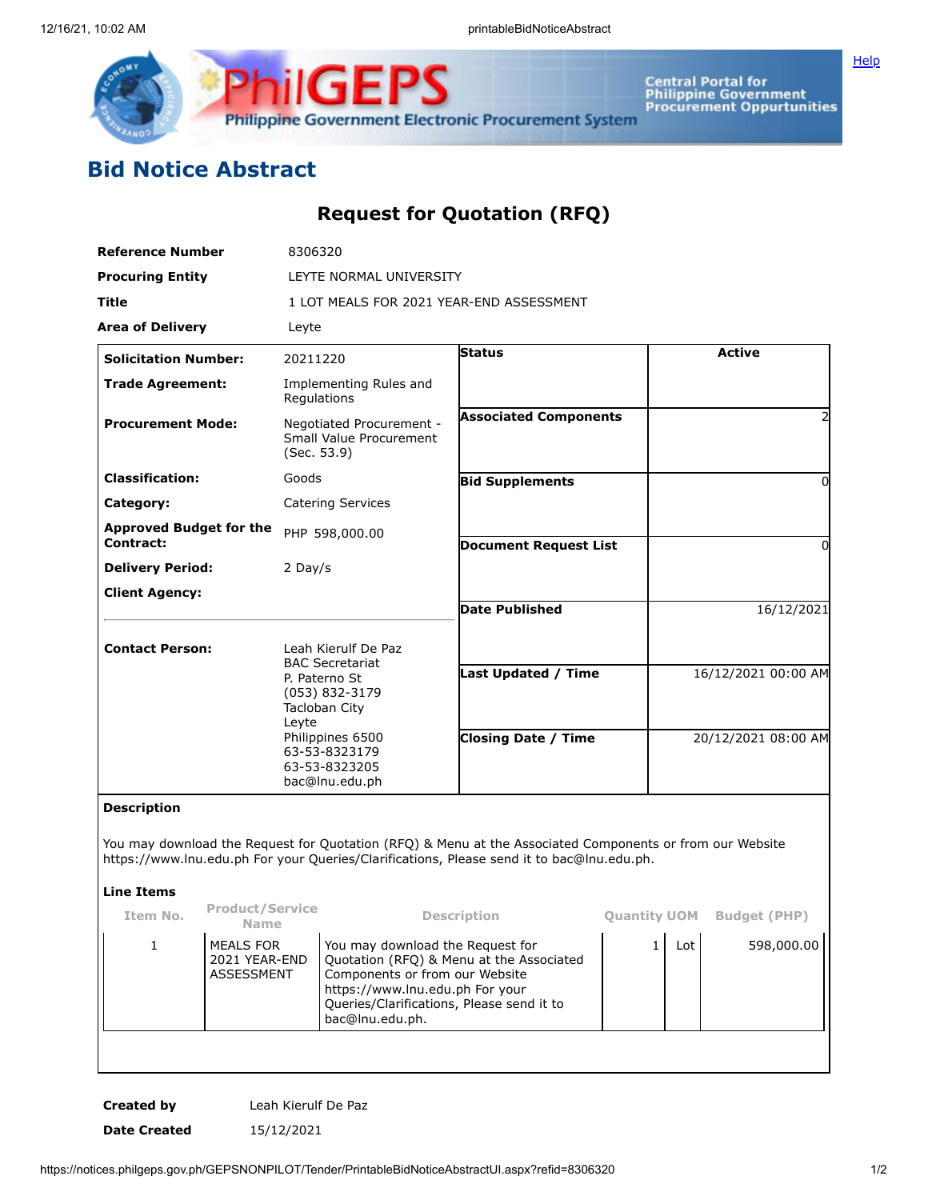# Bid Notice Abstract

## Request for Quotation (RFQ)

**Reference Number** 8306320

**Procuring Entity** LEYTE NORMAL UNIVERSITY

**Title** 1 LOT MEALS FOR 2021 YEAR-END ASSESSMENT

**Area of Delivery** Leyte

| | | | |
|---|---|---|---|
| **Solicitation Number:** | 20211220 | **Status** | Active |
| **Trade Agreement:** | Implementing Rules and Regulations | | |
| **Procurement Mode:** | Negotiated Procurement - Small Value Procurement (Sec. 53.9) | **Associated Components** | 2 |
| **Classification:** | Goods | **Bid Supplements** | 0 |
| **Category:** | Catering Services | | |
| **Approved Budget for the Contract:** | PHP 598,000.00 | **Document Request List** | 0 |
| **Delivery Period:** | 2 Day/s | | |
| **Client Agency:** | | **Date Published** | 16/12/2021 |
| **Contact Person:** | Leah Kierulf De Paz<br>BAC Secretariat<br>P. Paterno St<br>(053) 832-3179<br>Tacloban City<br>Leyte<br>Philippines 6500<br>63-53-8323179<br>63-53-8323205<br>bac@lnu.edu.ph | **Last Updated / Time** | 16/12/2021 00:00 AM |
| | | **Closing Date / Time** | 20/12/2021 08:00 AM |

**Description**

You may download the Request for Quotation (RFQ) & Menu at the Associated Components or from our Website https://www.lnu.edu.ph For your Queries/Clarifications, Please send it to bac@lnu.edu.ph.

**Line Items**

| Item No. | Product/Service Name | Description | Quantity | UOM | Budget (PHP) |
|---|---|---|---|---|---|
| 1 | MEALS FOR 2021 YEAR-END ASSESSMENT | You may download the Request for Quotation (RFQ) & Menu at the Associated Components or from our Website https://www.lnu.edu.ph For your Queries/Clarifications, Please send it to bac@lnu.edu.ph. | 1 | Lot | 598,000.00 |

**Created by** Leah Kierulf De Paz

**Date Created** 15/12/2021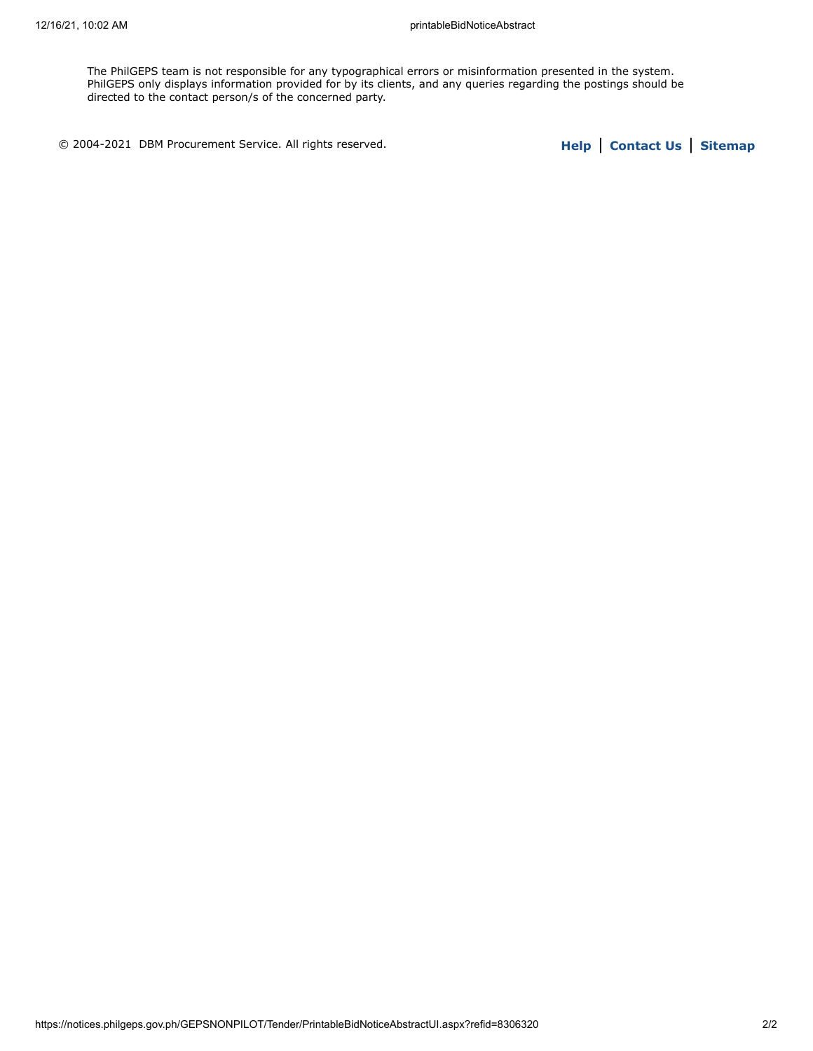The PhilGEPS team is not responsible for any typographical errors or misinformation presented in the system. PhilGEPS only displays information provided for by its clients, and any queries regarding the postings should be directed to the contact person/s of the concerned party.

© 2004-2021 DBM Procurement Service. All rights reserved.

**Help** | **Contact Us** | **Sitemap**